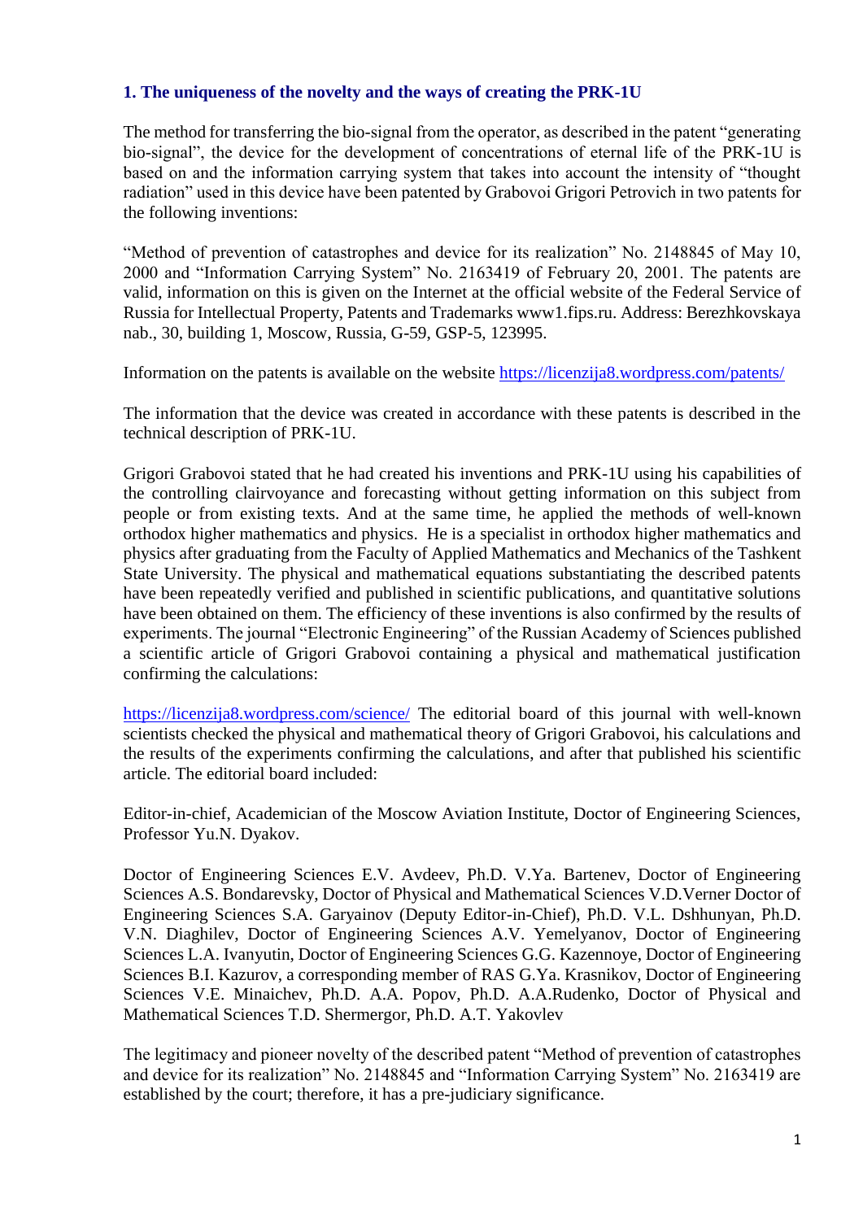## 1. The uniqueness of the novelty and the ways of creating the PRK-1U

The method for transferring the bio-signal from the operator, as described in the patent "generating bio-signal", the device for the development of concentrations of eternal life of the PRK-1U is based on and the information carrying system that takes into account the intensity of "thought radiation" used in this device have been patented by Grabovoi Grigori Petrovich in two patents for the following inventions:

"Method of prevention of catastrophes and device for its realization" No. 2148845 of May 10, 2000 and "Information Carrying System" No. 2163419 of February 20, 2001. The patents are valid, information on this is given on the Internet at the official website of the Federal Service of Russia for Intellectual Property, Patents and Trademarks www1.fips.ru. Address: Berezhkovskaya nab., 30, building 1, Moscow, Russia, G-59, GSP-5, 123995.

Information on the patents is available on the website https://licenzija8.wordpress.com/patents/

The information that the device was created in accordance with these patents is described in the technical description of PRK-1U.

Grigori Grabovoi stated that he had created his inventions and PRK-1U using his capabilities of the controlling clairvoyance and forecasting without getting information on this subject from people or from existing texts. And at the same time, he applied the methods of well-known orthodox higher mathematics and physics. He is a specialist in orthodox higher mathematics and physics after graduating from the Faculty of Applied Mathematics and Mechanics of the Tashkent State University. The physical and mathematical equations substantiating the described patents have been repeatedly verified and published in scientific publications, and quantitative solutions have been obtained on them. The efficiency of these inventions is also confirmed by the results of experiments. The journal "Electronic Engineering" of the Russian Academy of Sciences published a scientific article of Grigori Grabovoi containing a physical and mathematical justification confirming the calculations:

https://licenzija8.wordpress.com/science/ The editorial board of this journal with well-known scientists checked the physical and mathematical theory of Grigori Grabovoi, his calculations and the results of the experiments confirming the calculations, and after that published his scientific article. The editorial board included:

Editor-in-chief, Academician of the Moscow Aviation Institute, Doctor of Engineering Sciences, Professor Yu.N. Dyakov.

Doctor of Engineering Sciences E.V. Avdeev, Ph.D. V.Ya. Bartenev, Doctor of Engineering Sciences A.S. Bondarevsky, Doctor of Physical and Mathematical Sciences V.D.Verner Doctor of Engineering Sciences S.A. Garyainov (Deputy Editor-in-Chief), Ph.D. V.L. Dshhunyan, Ph.D. V.N. Diaghilev, Doctor of Engineering Sciences A.V. Yemelyanov, Doctor of Engineering Sciences L.A. Ivanyutin, Doctor of Engineering Sciences G.G. Kazennoye, Doctor of Engineering Sciences B.I. Kazurov, a corresponding member of RAS G.Ya. Krasnikov, Doctor of Engineering Sciences V.E. Minaichev, Ph.D. A.A. Popov, Ph.D. A.A.Rudenko, Doctor of Physical and Mathematical Sciences T.D. Shermergor, Ph.D. A.T. Yakovlev

The legitimacy and pioneer novelty of the described patent "Method of prevention of catastrophes and device for its realization" No. 2148845 and "Information Carrying System" No. 2163419 are established by the court; therefore, it has a pre-judiciary significance.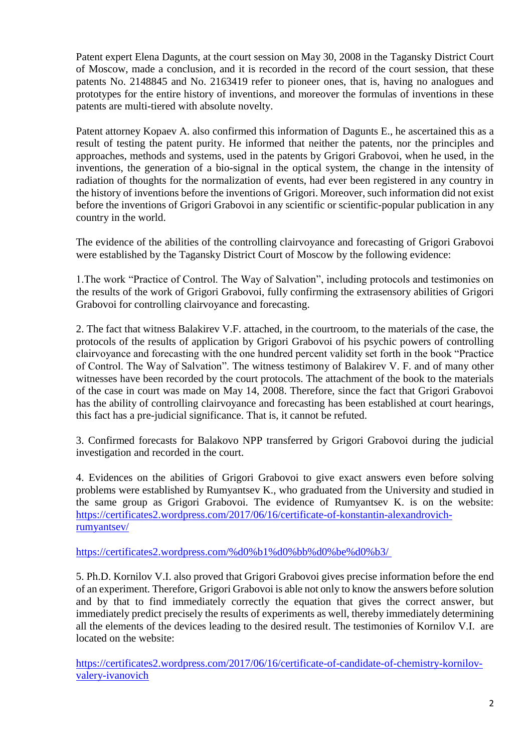Patent expert Elena Dagunts, at the court session on May 30, 2008 in the Tagansky District Court of Moscow, made a conclusion, and it is recorded in the record of the court session, that these patents No. 2148845 and No. 2163419 refer to pioneer ones, that is, having no analogues and prototypes for the entire history of inventions, and moreover the formulas of inventions in these patents are multi-tiered with absolute novelty.

Patent attorney Kopaev A. also confirmed this information of Dagunts E., he ascertained this as a result of testing the patent purity. He informed that neither the patents, nor the principles and approaches, methods and systems, used in the patents by Grigori Grabovoi, when he used, in the inventions, the generation of a bio-signal in the optical system, the change in the intensity of radiation of thoughts for the normalization of events, had ever been registered in any country in the history of inventions before the inventions of Grigori. Moreover, such information did not exist before the inventions of Grigori Grabovoi in any scientific or scientific-popular publication in any country in the world.

The evidence of the abilities of the controlling clairvoyance and forecasting of Grigori Grabovoi were established by the Tagansky District Court of Moscow by the following evidence:

1.The work "Practice of Control. The Way of Salvation", including protocols and testimonies on the results of the work of Grigori Grabovoi, fully confirming the extrasensory abilities of Grigori Grabovoi for controlling clairvoyance and forecasting.

2. The fact that witness Balakirev V.F. attached, in the courtroom, to the materials of the case, the protocols of the results of application by Grigori Grabovoi of his psychic powers of controlling clairvoyance and forecasting with the one hundred percent validity set forth in the book "Practice of Control. The Way of Salvation". The witness testimony of Balakirev V. F. and of many other witnesses have been recorded by the court protocols. The attachment of the book to the materials of the case in court was made on May 14, 2008. Therefore, since the fact that Grigori Grabovoi has the ability of controlling clairvoyance and forecasting has been established at court hearings, this fact has a pre-judicial significance. That is, it cannot be refuted.

3. Confirmed forecasts for Balakovo NPP transferred by Grigori Grabovoi during the judicial investigation and recorded in the court.

4. Evidences on the abilities of Grigori Grabovoi to give exact answers even before solving problems were established by Rumyantsev K., who graduated from the University and studied in the same group as Grigori Grabovoi. The evidence of Rumyantsev K. is on the website: [https://certificates2.wordpress.com/2017/06/16/certificate-of-konstantin-alexandrovich-rumyantsev/](https://certificates2.wordpress.com/2017/06/16/certificate-of-konstantin-alexandrovich-rumyantsev/)

[https://certificates2.wordpress.com/%d0%b1%d0%bb%d0%be%d0%b3/](https://certificates2.wordpress.com/%d0%b1%d0%bb%d0%be%d0%b3/)

5. Ph.D. Kornilov V.I. also proved that Grigori Grabovoi gives precise information before the end of an experiment. Therefore, Grigori Grabovoi is able not only to know the answers before solution and by that to find immediately correctly the equation that gives the correct answer, but immediately predict precisely the results of experiments as well, thereby immediately determining all the elements of the devices leading to the desired result. The testimonies of Kornilov V.I. are located on the website:

[https://certificates2.wordpress.com/2017/06/16/certificate-of-candidate-of-chemistry-kornilov-valery-ivanovich](https://certificates2.wordpress.com/2017/06/16/certificate-of-candidate-of-chemistry-kornilov-valery-ivanovich)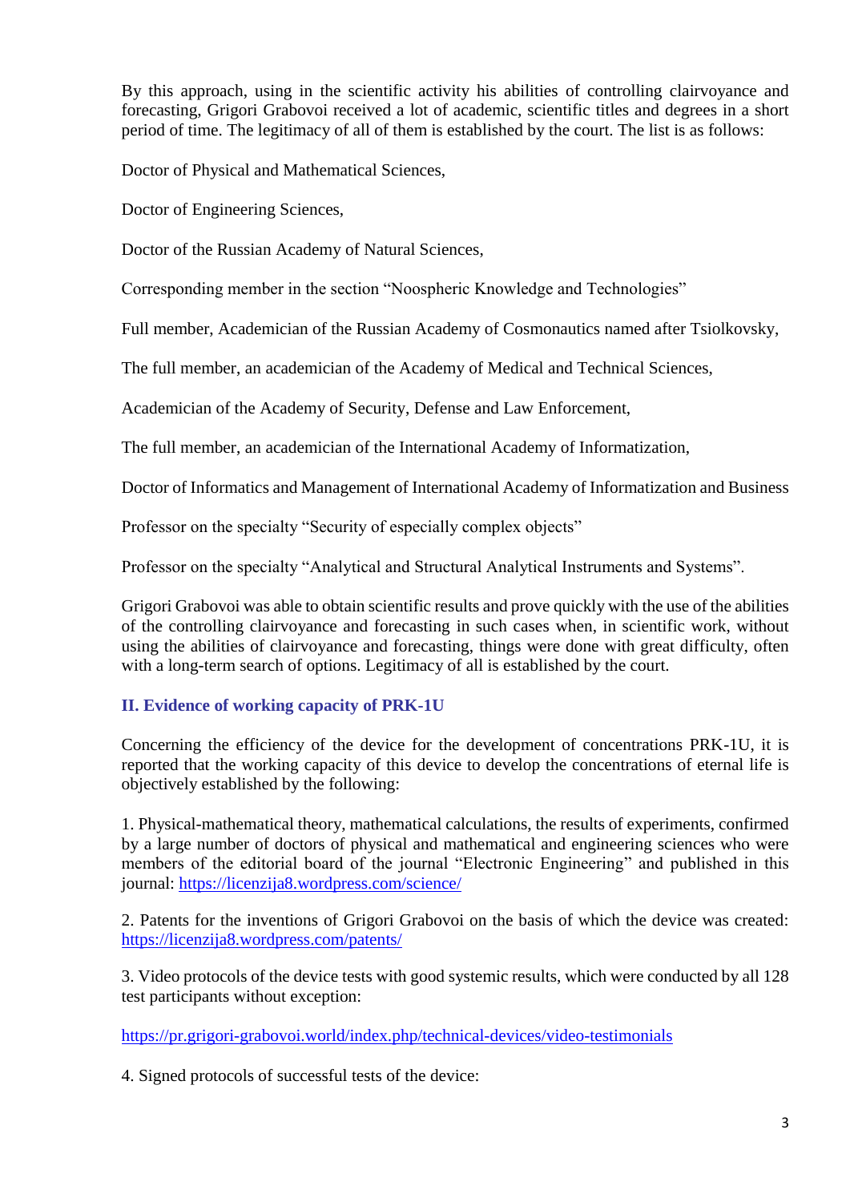By this approach, using in the scientific activity his abilities of controlling clairvoyance and forecasting, Grigori Grabovoi received a lot of academic, scientific titles and degrees in a short period of time. The legitimacy of all of them is established by the court. The list is as follows:

Doctor of Physical and Mathematical Sciences,

Doctor of Engineering Sciences,

Doctor of the Russian Academy of Natural Sciences,

Corresponding member in the section "Noospheric Knowledge and Technologies"

Full member, Academician of the Russian Academy of Cosmonautics named after Tsiolkovsky,

The full member, an academician of the Academy of Medical and Technical Sciences,

Academician of the Academy of Security, Defense and Law Enforcement,

The full member, an academician of the International Academy of Informatization,

Doctor of Informatics and Management of International Academy of Informatization and Business

Professor on the specialty "Security of especially complex objects"

Professor on the specialty "Analytical and Structural Analytical Instruments and Systems".

Grigori Grabovoi was able to obtain scientific results and prove quickly with the use of the abilities of the controlling clairvoyance and forecasting in such cases when, in scientific work, without using the abilities of clairvoyance and forecasting, things were done with great difficulty, often with a long-term search of options. Legitimacy of all is established by the court.

## II. Evidence of working capacity of PRK-1U

Concerning the efficiency of the device for the development of concentrations PRK-1U, it is reported that the working capacity of this device to develop the concentrations of eternal life is objectively established by the following:

1. Physical-mathematical theory, mathematical calculations, the results of experiments, confirmed by a large number of doctors of physical and mathematical and engineering sciences who were members of the editorial board of the journal "Electronic Engineering" and published in this journal: https://licenzija8.wordpress.com/science/

2. Patents for the inventions of Grigori Grabovoi on the basis of which the device was created: https://licenzija8.wordpress.com/patents/

3. Video protocols of the device tests with good systemic results, which were conducted by all 128 test participants without exception:

https://pr.grigori-grabovoi.world/index.php/technical-devices/video-testimonials

4. Signed protocols of successful tests of the device: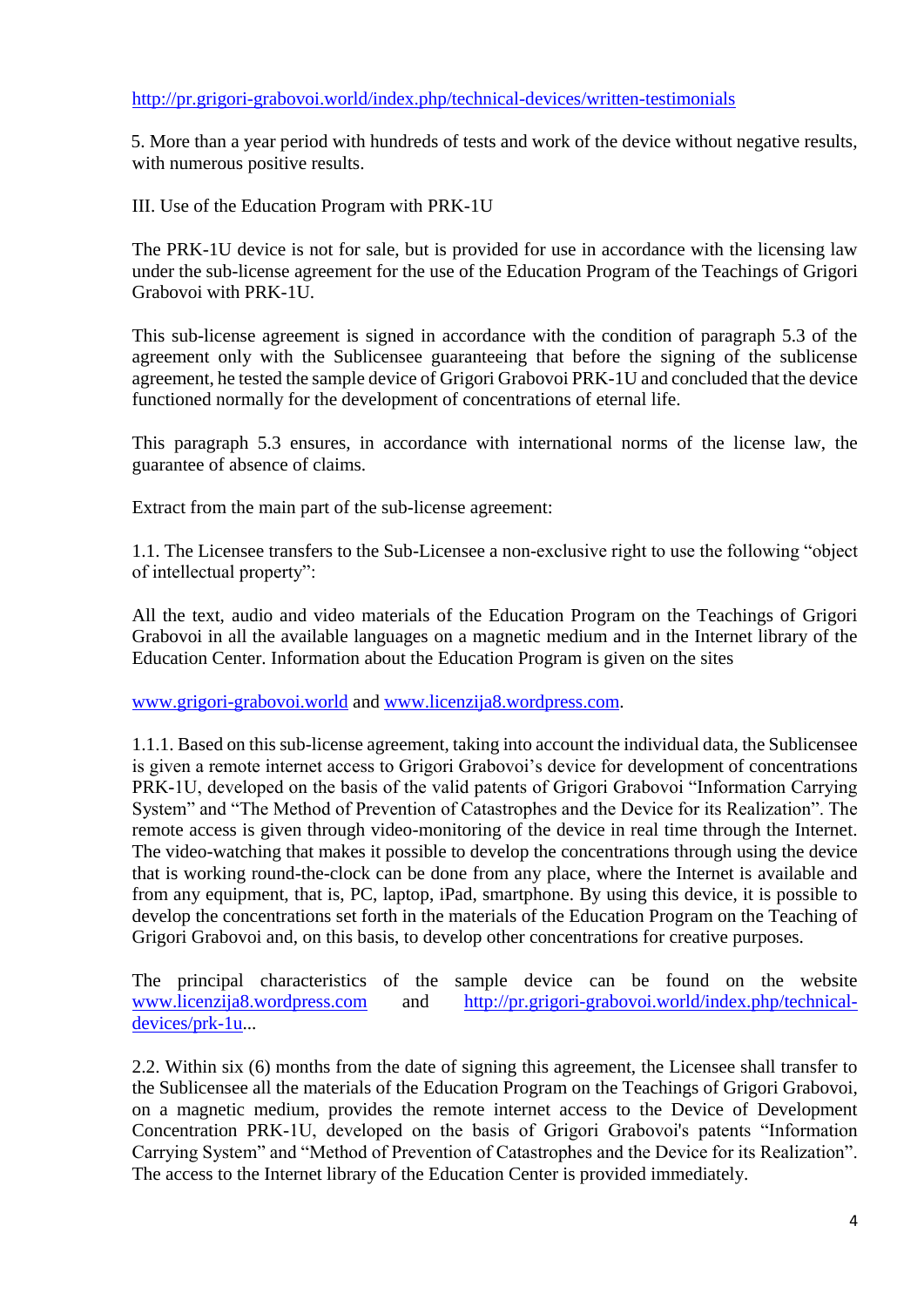http://pr.grigori-grabovoi.world/index.php/technical-devices/written-testimonials

5. More than a year period with hundreds of tests and work of the device without negative results, with numerous positive results.

III. Use of the Education Program with PRK-1U

The PRK-1U device is not for sale, but is provided for use in accordance with the licensing law under the sub-license agreement for the use of the Education Program of the Teachings of Grigori Grabovoi with PRK-1U.

This sub-license agreement is signed in accordance with the condition of paragraph 5.3 of the agreement only with the Sublicensee guaranteeing that before the signing of the sublicense agreement, he tested the sample device of Grigori Grabovoi PRK-1U and concluded that the device functioned normally for the development of concentrations of eternal life.

This paragraph 5.3 ensures, in accordance with international norms of the license law, the guarantee of absence of claims.

Extract from the main part of the sub-license agreement:

1.1. The Licensee transfers to the Sub-Licensee a non-exclusive right to use the following "object of intellectual property":

All the text, audio and video materials of the Education Program on the Teachings of Grigori Grabovoi in all the available languages on a magnetic medium and in the Internet library of the Education Center. Information about the Education Program is given on the sites

www.grigori-grabovoi.world and www.licenzija8.wordpress.com.

1.1.1. Based on this sub-license agreement, taking into account the individual data, the Sublicensee is given a remote internet access to Grigori Grabovoi's device for development of concentrations PRK-1U, developed on the basis of the valid patents of Grigori Grabovoi "Information Carrying System" and "The Method of Prevention of Catastrophes and the Device for its Realization". The remote access is given through video-monitoring of the device in real time through the Internet. The video-watching that makes it possible to develop the concentrations through using the device that is working round-the-clock can be done from any place, where the Internet is available and from any equipment, that is, PC, laptop, iPad, smartphone. By using this device, it is possible to develop the concentrations set forth in the materials of the Education Program on the Teaching of Grigori Grabovoi and, on this basis, to develop other concentrations for creative purposes.

The principal characteristics of the sample device can be found on the website www.licenzija8.wordpress.com and http://pr.grigori-grabovoi.world/index.php/technical-devices/prk-1u...

2.2. Within six (6) months from the date of signing this agreement, the Licensee shall transfer to the Sublicensee all the materials of the Education Program on the Teachings of Grigori Grabovoi, on a magnetic medium, provides the remote internet access to the Device of Development Concentration PRK-1U, developed on the basis of Grigori Grabovoi's patents "Information Carrying System" and "Method of Prevention of Catastrophes and the Device for its Realization". The access to the Internet library of the Education Center is provided immediately.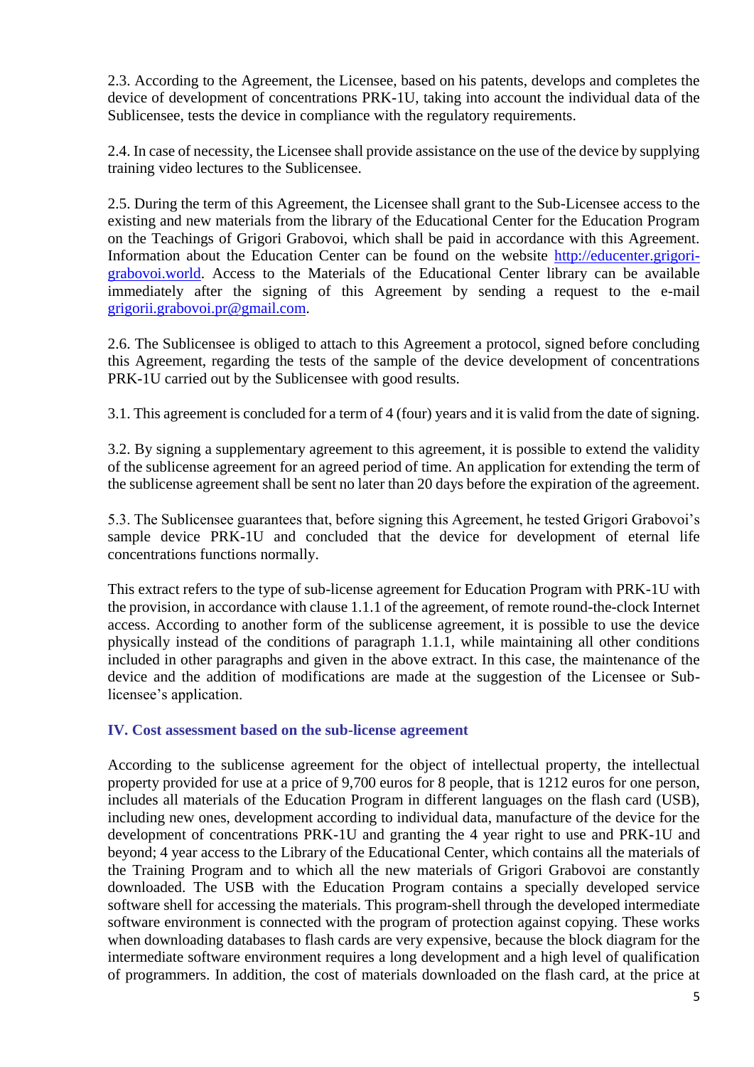2.3. According to the Agreement, the Licensee, based on his patents, develops and completes the device of development of concentrations PRK-1U, taking into account the individual data of the Sublicensee, tests the device in compliance with the regulatory requirements.

2.4. In case of necessity, the Licensee shall provide assistance on the use of the device by supplying training video lectures to the Sublicensee.

2.5. During the term of this Agreement, the Licensee shall grant to the Sub-Licensee access to the existing and new materials from the library of the Educational Center for the Education Program on the Teachings of Grigori Grabovoi, which shall be paid in accordance with this Agreement. Information about the Education Center can be found on the website [http://educenter.grigori-grabovoi.world](http://educenter.grigori-grabovoi.world). Access to the Materials of the Educational Center library can be available immediately after the signing of this Agreement by sending a request to the e-mail [grigorii.grabovoi.pr@gmail.com](mailto:grigorii.grabovoi.pr@gmail.com).

2.6. The Sublicensee is obliged to attach to this Agreement a protocol, signed before concluding this Agreement, regarding the tests of the sample of the device development of concentrations PRK-1U carried out by the Sublicensee with good results.

3.1. This agreement is concluded for a term of 4 (four) years and it is valid from the date of signing.

3.2. By signing a supplementary agreement to this agreement, it is possible to extend the validity of the sublicense agreement for an agreed period of time. An application for extending the term of the sublicense agreement shall be sent no later than 20 days before the expiration of the agreement.

5.3. The Sublicensee guarantees that, before signing this Agreement, he tested Grigori Grabovoi's sample device PRK-1U and concluded that the device for development of eternal life concentrations functions normally.

This extract refers to the type of sub-license agreement for Education Program with PRK-1U with the provision, in accordance with clause 1.1.1 of the agreement, of remote round-the-clock Internet access. According to another form of the sublicense agreement, it is possible to use the device physically instead of the conditions of paragraph 1.1.1, while maintaining all other conditions included in other paragraphs and given in the above extract. In this case, the maintenance of the device and the addition of modifications are made at the suggestion of the Licensee or Sub-licensee's application.

### IV. Cost assessment based on the sub-license agreement

According to the sublicense agreement for the object of intellectual property, the intellectual property provided for use at a price of 9,700 euros for 8 people, that is 1212 euros for one person, includes all materials of the Education Program in different languages on the flash card (USB), including new ones, development according to individual data, manufacture of the device for the development of concentrations PRK-1U and granting the 4 year right to use and PRK-1U and beyond; 4 year access to the Library of the Educational Center, which contains all the materials of the Training Program and to which all the new materials of Grigori Grabovoi are constantly downloaded. The USB with the Education Program contains a specially developed service software shell for accessing the materials. This program-shell through the developed intermediate software environment is connected with the program of protection against copying. These works when downloading databases to flash cards are very expensive, because the block diagram for the intermediate software environment requires a long development and a high level of qualification of programmers. In addition, the cost of materials downloaded on the flash card, at the price at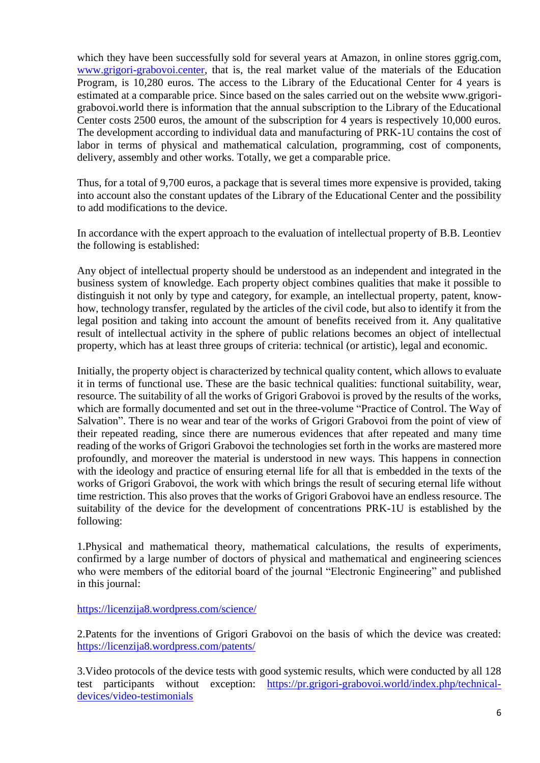which they have been successfully sold for several years at Amazon, in online stores ggrig.com, [www.grigori-grabovoi.center](www.grigori-grabovoi.center), that is, the real market value of the materials of the Education Program, is 10,280 euros. The access to the Library of the Educational Center for 4 years is estimated at a comparable price. Since based on the sales carried out on the website www.grigori-grabovoi.world there is information that the annual subscription to the Library of the Educational Center costs 2500 euros, the amount of the subscription for 4 years is respectively 10,000 euros. The development according to individual data and manufacturing of PRK-1U contains the cost of labor in terms of physical and mathematical calculation, programming, cost of components, delivery, assembly and other works. Totally, we get a comparable price.

Thus, for a total of 9,700 euros, a package that is several times more expensive is provided, taking into account also the constant updates of the Library of the Educational Center and the possibility to add modifications to the device.

In accordance with the expert approach to the evaluation of intellectual property of B.B. Leontiev the following is established:

Any object of intellectual property should be understood as an independent and integrated in the business system of knowledge. Each property object combines qualities that make it possible to distinguish it not only by type and category, for example, an intellectual property, patent, know-how, technology transfer, regulated by the articles of the civil code, but also to identify it from the legal position and taking into account the amount of benefits received from it. Any qualitative result of intellectual activity in the sphere of public relations becomes an object of intellectual property, which has at least three groups of criteria: technical (or artistic), legal and economic.

Initially, the property object is characterized by technical quality content, which allows to evaluate it in terms of functional use. These are the basic technical qualities: functional suitability, wear, resource. The suitability of all the works of Grigori Grabovoi is proved by the results of the works, which are formally documented and set out in the three-volume "Practice of Control. The Way of Salvation". There is no wear and tear of the works of Grigori Grabovoi from the point of view of their repeated reading, since there are numerous evidences that after repeated and many time reading of the works of Grigori Grabovoi the technologies set forth in the works are mastered more profoundly, and moreover the material is understood in new ways. This happens in connection with the ideology and practice of ensuring eternal life for all that is embedded in the texts of the works of Grigori Grabovoi, the work with which brings the result of securing eternal life without time restriction. This also proves that the works of Grigori Grabovoi have an endless resource. The suitability of the device for the development of concentrations PRK-1U is established by the following:

1.Physical and mathematical theory, mathematical calculations, the results of experiments, confirmed by a large number of doctors of physical and mathematical and engineering sciences who were members of the editorial board of the journal "Electronic Engineering" and published in this journal:

[https://licenzija8.wordpress.com/science/](https://licenzija8.wordpress.com/science/)

2.Patents for the inventions of Grigori Grabovoi on the basis of which the device was created: [https://licenzija8.wordpress.com/patents/](https://licenzija8.wordpress.com/patents/)

3.Video protocols of the device tests with good systemic results, which were conducted by all 128 test participants without exception: [https://pr.grigori-grabovoi.world/index.php/technical-devices/video-testimonials](https://pr.grigori-grabovoi.world/index.php/technical-devices/video-testimonials)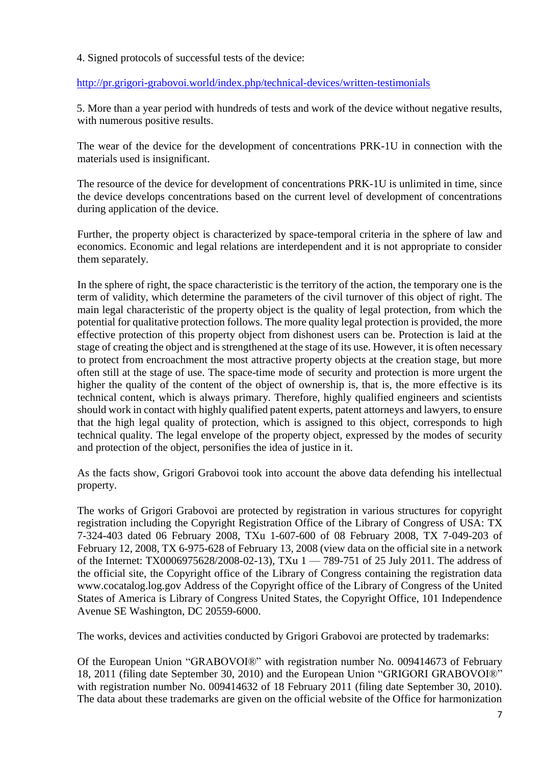4. Signed protocols of successful tests of the device:

http://pr.grigori-grabovoi.world/index.php/technical-devices/written-testimonials

5. More than a year period with hundreds of tests and work of the device without negative results, with numerous positive results.

The wear of the device for the development of concentrations PRK-1U in connection with the materials used is insignificant.

The resource of the device for development of concentrations PRK-1U is unlimited in time, since the device develops concentrations based on the current level of development of concentrations during application of the device.

Further, the property object is characterized by space-temporal criteria in the sphere of law and economics. Economic and legal relations are interdependent and it is not appropriate to consider them separately.

In the sphere of right, the space characteristic is the territory of the action, the temporary one is the term of validity, which determine the parameters of the civil turnover of this object of right. The main legal characteristic of the property object is the quality of legal protection, from which the potential for qualitative protection follows. The more quality legal protection is provided, the more effective protection of this property object from dishonest users can be. Protection is laid at the stage of creating the object and is strengthened at the stage of its use. However, it is often necessary to protect from encroachment the most attractive property objects at the creation stage, but more often still at the stage of use. The space-time mode of security and protection is more urgent the higher the quality of the content of the object of ownership is, that is, the more effective is its technical content, which is always primary. Therefore, highly qualified engineers and scientists should work in contact with highly qualified patent experts, patent attorneys and lawyers, to ensure that the high legal quality of protection, which is assigned to this object, corresponds to high technical quality. The legal envelope of the property object, expressed by the modes of security and protection of the object, personifies the idea of justice in it.

As the facts show, Grigori Grabovoi took into account the above data defending his intellectual property.

The works of Grigori Grabovoi are protected by registration in various structures for copyright registration including the Copyright Registration Office of the Library of Congress of USA: TX 7-324-403 dated 06 February 2008, TXu 1-607-600 of 08 February 2008, TX 7-049-203 of February 12, 2008, TX 6-975-628 of February 13, 2008 (view data on the official site in a network of the Internet: TX0006975628/2008-02-13), TXu 1 — 789-751 of 25 July 2011. The address of the official site, the Copyright office of the Library of Congress containing the registration data www.cocatalog.log.gov Address of the Copyright office of the Library of Congress of the United States of America is Library of Congress United States, the Copyright Office, 101 Independence Avenue SE Washington, DC 20559-6000.

The works, devices and activities conducted by Grigori Grabovoi are protected by trademarks:

Of the European Union "GRABOVOI®" with registration number No. 009414673 of February 18, 2011 (filing date September 30, 2010) and the European Union "GRIGORI GRABOVOI®" with registration number No. 009414632 of 18 February 2011 (filing date September 30, 2010). The data about these trademarks are given on the official website of the Office for harmonization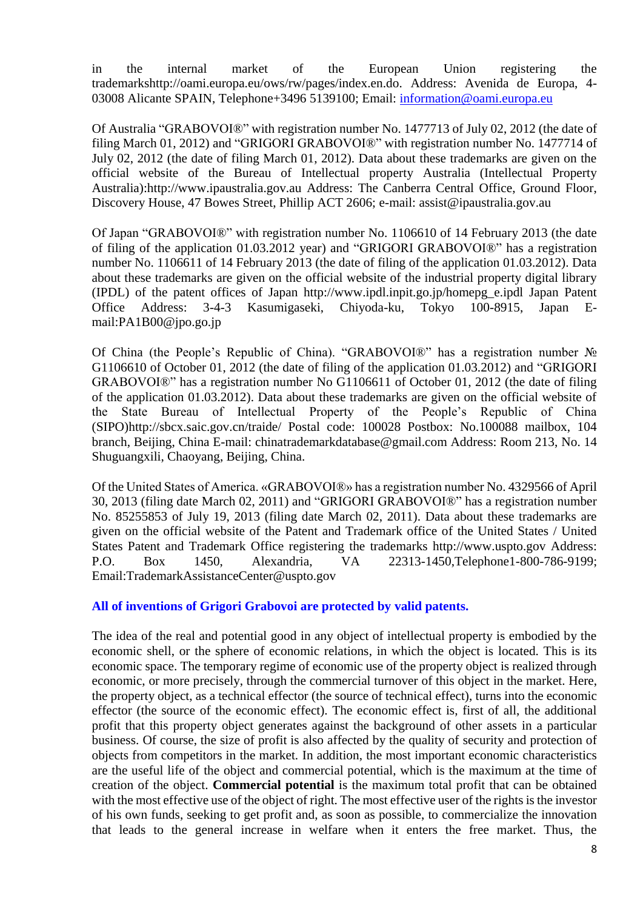in the internal market of the European Union registering the trademarkshttp://oami.europa.eu/ows/rw/pages/index.en.do. Address: Avenida de Europa, 4-03008 Alicante SPAIN, Telephone+3496 5139100; Email: information@oami.europa.eu

Of Australia "GRABOVOI®" with registration number No. 1477713 of July 02, 2012 (the date of filing March 01, 2012) and "GRIGORI GRABOVOI®" with registration number No. 1477714 of July 02, 2012 (the date of filing March 01, 2012). Data about these trademarks are given on the official website of the Bureau of Intellectual property Australia (Intellectual Property Australia):http://www.ipaustralia.gov.au Address: The Canberra Central Office, Ground Floor, Discovery House, 47 Bowes Street, Phillip ACT 2606; e-mail: assist@ipaustralia.gov.au

Of Japan "GRABOVOI®" with registration number No. 1106610 of 14 February 2013 (the date of filing of the application 01.03.2012 year) and "GRIGORI GRABOVOI®" has a registration number No. 1106611 of 14 February 2013 (the date of filing of the application 01.03.2012). Data about these trademarks are given on the official website of the industrial property digital library (IPDL) of the patent offices of Japan http://www.ipdl.inpit.go.jp/homepg_e.ipdl Japan Patent Office Address: 3-4-3 Kasumigaseki, Chiyoda-ku, Tokyo 100-8915, Japan E-mail:PA1B00@jpo.go.jp

Of China (the People's Republic of China). "GRABOVOI®" has a registration number № G1106610 of October 01, 2012 (the date of filing of the application 01.03.2012) and "GRIGORI GRABOVOI®" has a registration number No G1106611 of October 01, 2012 (the date of filing of the application 01.03.2012). Data about these trademarks are given on the official website of the State Bureau of Intellectual Property of the People's Republic of China (SIPO)http://sbcx.saic.gov.cn/traide/ Postal code: 100028 Postbox: No.100088 mailbox, 104 branch, Beijing, China E-mail: chinatrademarkdatabase@gmail.com Address: Room 213, No. 14 Shuguangxili, Chaoyang, Beijing, China.

Of the United States of America. «GRABOVOI®» has a registration number No. 4329566 of April 30, 2013 (filing date March 02, 2011) and "GRIGORI GRABOVOI®" has a registration number No. 85255853 of July 19, 2013 (filing date March 02, 2011). Data about these trademarks are given on the official website of the Patent and Trademark office of the United States / United States Patent and Trademark Office registering the trademarks http://www.uspto.gov Address: P.O. Box 1450, Alexandria, VA 22313-1450,Telephone1-800-786-9199; Email:TrademarkAssistanceCenter@uspto.gov

**All of inventions of Grigori Grabovoi are protected by valid patents.**

The idea of the real and potential good in any object of intellectual property is embodied by the economic shell, or the sphere of economic relations, in which the object is located. This is its economic space. The temporary regime of economic use of the property object is realized through economic, or more precisely, through the commercial turnover of this object in the market. Here, the property object, as a technical effector (the source of technical effect), turns into the economic effector (the source of the economic effect). The economic effect is, first of all, the additional profit that this property object generates against the background of other assets in a particular business. Of course, the size of profit is also affected by the quality of security and protection of objects from competitors in the market. In addition, the most important economic characteristics are the useful life of the object and commercial potential, which is the maximum at the time of creation of the object. **Commercial potential** is the maximum total profit that can be obtained with the most effective use of the object of right. The most effective user of the rights is the investor of his own funds, seeking to get profit and, as soon as possible, to commercialize the innovation that leads to the general increase in welfare when it enters the free market. Thus, the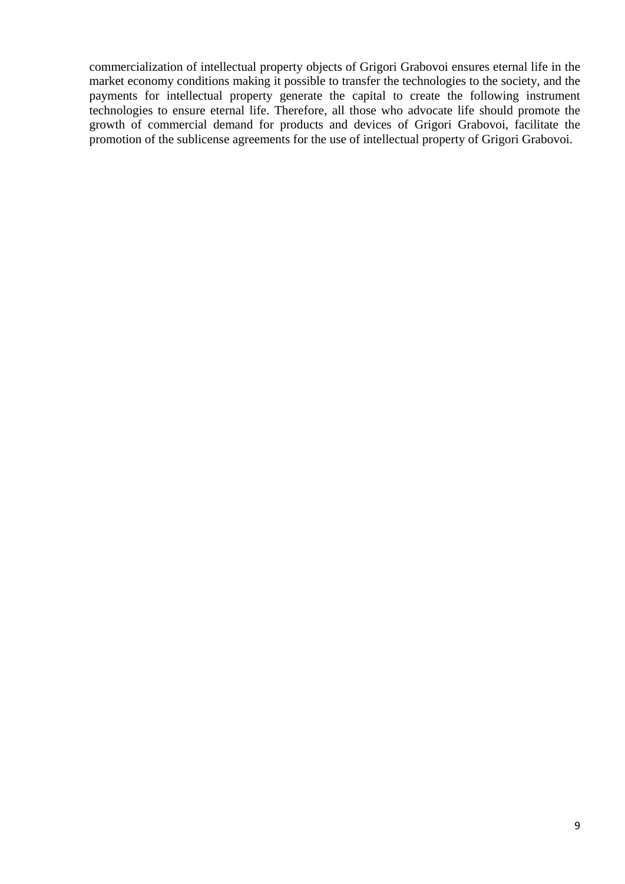commercialization of intellectual property objects of Grigori Grabovoi ensures eternal life in the market economy conditions making it possible to transfer the technologies to the society, and the payments for intellectual property generate the capital to create the following instrument technologies to ensure eternal life. Therefore, all those who advocate life should promote the growth of commercial demand for products and devices of Grigori Grabovoi, facilitate the promotion of the sublicense agreements for the use of intellectual property of Grigori Grabovoi.